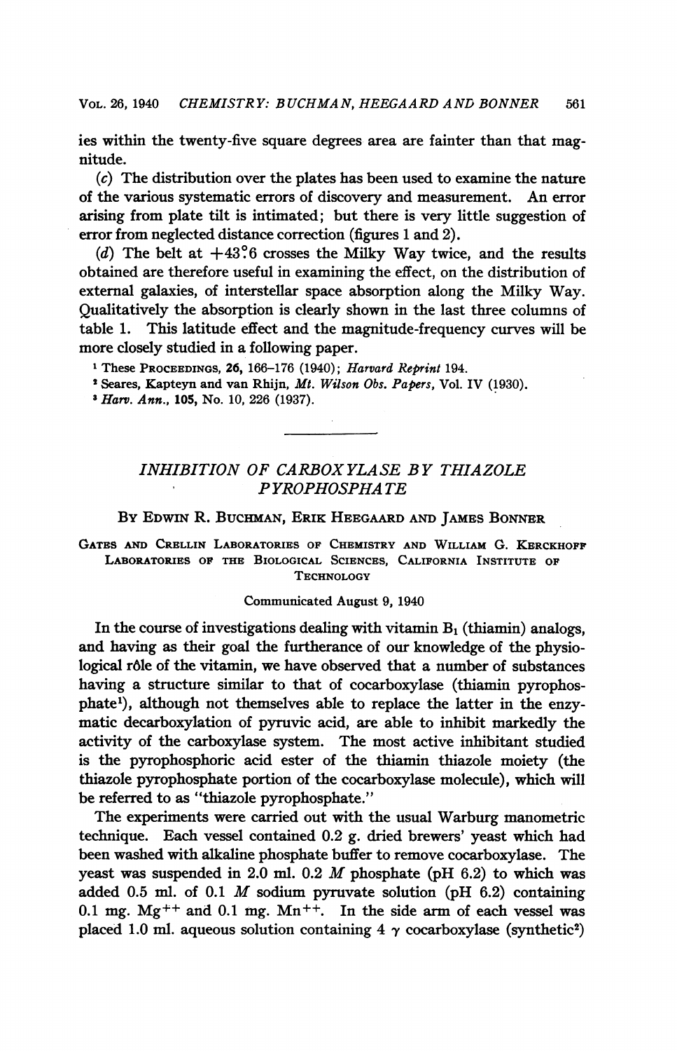ies within the twenty-five square degrees area are fainter than that magnitude.

(c) The distribution over the plates has been used to examine the nature of the various systematic errors of discovery and measurement. An error arising from plate tilt is intimated; but there is very little suggestion of error from neglected distance correction (figures 1 and 2).

(d) The belt at $+43°6$ crosses the Milky Way twice, and the results obtained are therefore useful in examining the effect, on the distribution of external galaxies, of interstellar space absorption along the Milky Way. Qualitatively the absorption is clearly shown in the last three columns of table 1. This latitude effect and the magnitude-frequency curves will be more closely studied in a following paper.

[1] These PROCEEDINGS, **26**, 166–176 (1940); *Harvard Reprint* 194.

[2] Seares, Kapteyn and van Rhijn, *Mt. Wilson Obs. Papers*, Vol. IV (1930).

[3] *Harv. Ann.*, **105**, No. 10, 226 (1937).

---

# INHIBITION OF CARBOXYLASE BY THIAZOLE PYROPHOSPHATE

By Edwin R. Buchman, Erik Heegaard and James Bonner

Gates and Crellin Laboratories of Chemistry and William G. Kerckhoff Laboratories of the Biological Sciences, California Institute of Technology

Communicated August 9, 1940

In the course of investigations dealing with vitamin $B_1$ (thiamin) analogs, and having as their goal the furtherance of our knowledge of the physiological rôle of the vitamin, we have observed that a number of substances having a structure similar to that of cocarboxylase (thiamin pyrophosphate[1]), although not themselves able to replace the latter in the enzymatic decarboxylation of pyruvic acid, are able to inhibit markedly the activity of the carboxylase system. The most active inhibitant studied is the pyrophosphoric acid ester of the thiamin thiazole moiety (the thiazole pyrophosphate portion of the cocarboxylase molecule), which will be referred to as "thiazole pyrophosphate."

The experiments were carried out with the usual Warburg manometric technique. Each vessel contained 0.2 g. dried brewers' yeast which had been washed with alkaline phosphate buffer to remove cocarboxylase. The yeast was suspended in 2.0 ml. 0.2 *M* phosphate (pH 6.2) to which was added 0.5 ml. of 0.1 *M* sodium pyruvate solution (pH 6.2) containing 0.1 mg. $Mg^{++}$ and 0.1 mg. $Mn^{++}$. In the side arm of each vessel was placed 1.0 ml. aqueous solution containing 4 $\gamma$ cocarboxylase (synthetic[2])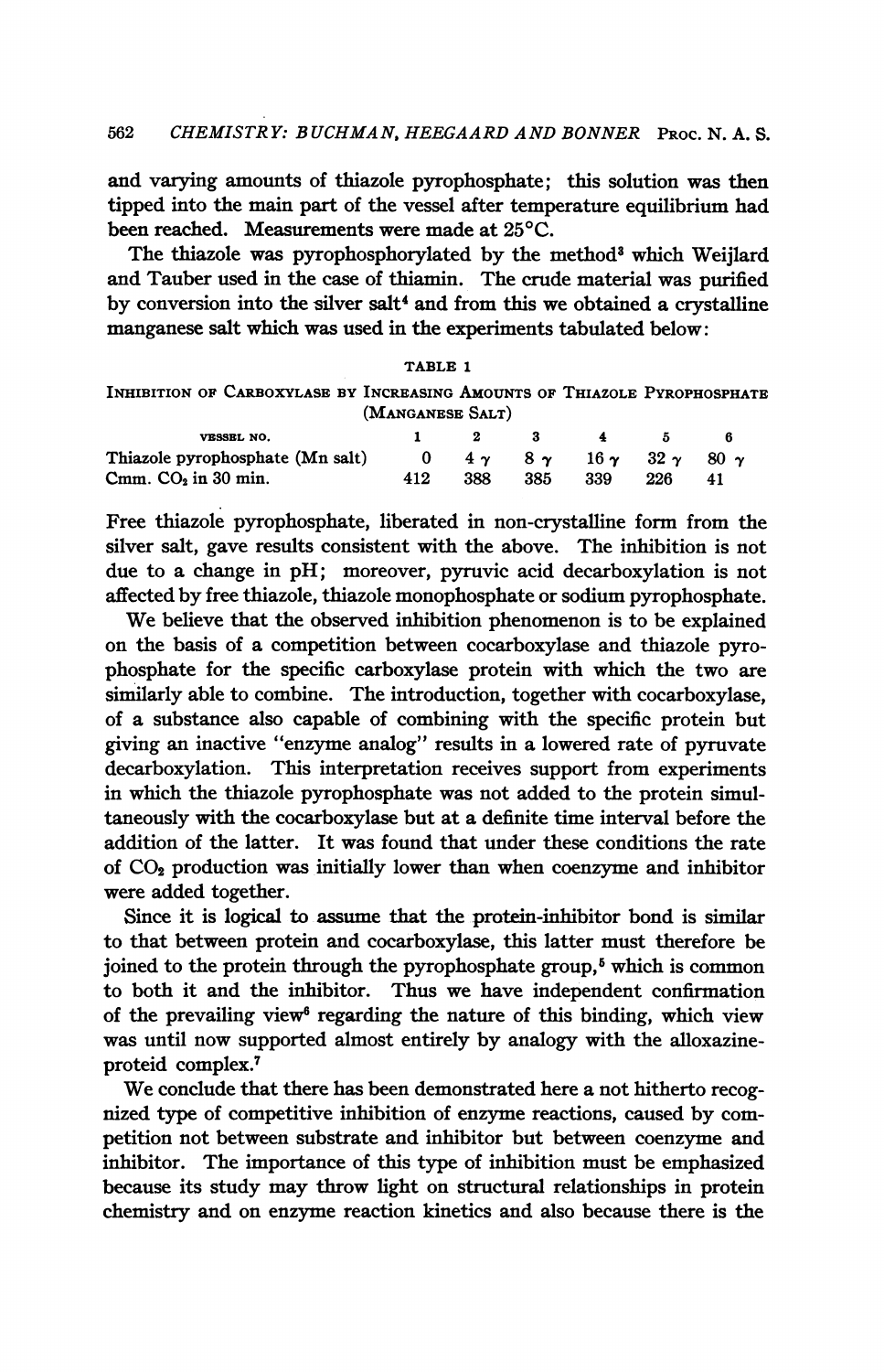and varying amounts of thiazole pyrophosphate; this solution was then tipped into the main part of the vessel after temperature equilibrium had been reached. Measurements were made at 25°C.

The thiazole was pyrophosphorylated by the method[3] which Weijlard and Tauber used in the case of thiamin. The crude material was purified by conversion into the silver salt[4] and from this we obtained a crystalline manganese salt which was used in the experiments tabulated below:

TABLE 1

INHIBITION OF CARBOXYLASE BY INCREASING AMOUNTS OF THIAZOLE PYROPHOSPHATE (MANGANESE SALT)

| VESSEL NO. | 1 | 2 | 3 | 4 | 5 | 6 |
|---|---|---|---|---|---|---|
| Thiazole pyrophosphate (Mn salt) | 0 | 4 $\gamma$ | 8 $\gamma$ | 16 $\gamma$ | 32 $\gamma$ | 80 $\gamma$ |
| Cmm. $CO_2$ in 30 min. | 412 | 388 | 385 | 339 | 226 | 41 |

Free thiazole pyrophosphate, liberated in non-crystalline form from the silver salt, gave results consistent with the above. The inhibition is not due to a change in pH; moreover, pyruvic acid decarboxylation is not affected by free thiazole, thiazole monophosphate or sodium pyrophosphate.

We believe that the observed inhibition phenomenon is to be explained on the basis of a competition between cocarboxylase and thiazole pyrophosphate for the specific carboxylase protein with which the two are similarly able to combine. The introduction, together with cocarboxylase, of a substance also capable of combining with the specific protein but giving an inactive "enzyme analog" results in a lowered rate of pyruvate decarboxylation. This interpretation receives support from experiments in which the thiazole pyrophosphate was not added to the protein simultaneously with the cocarboxylase but at a definite time interval before the addition of the latter. It was found that under these conditions the rate of $CO_2$ production was initially lower than when coenzyme and inhibitor were added together.

Since it is logical to assume that the protein-inhibitor bond is similar to that between protein and cocarboxylase, this latter must therefore be joined to the protein through the pyrophosphate group,[5] which is common to both it and the inhibitor. Thus we have independent confirmation of the prevailing view[6] regarding the nature of this binding, which view was until now supported almost entirely by analogy with the alloxazine-proteid complex.[7]

We conclude that there has been demonstrated here a not hitherto recognized type of competitive inhibition of enzyme reactions, caused by competition not between substrate and inhibitor but between coenzyme and inhibitor. The importance of this type of inhibition must be emphasized because its study may throw light on structural relationships in protein chemistry and on enzyme reaction kinetics and also because there is the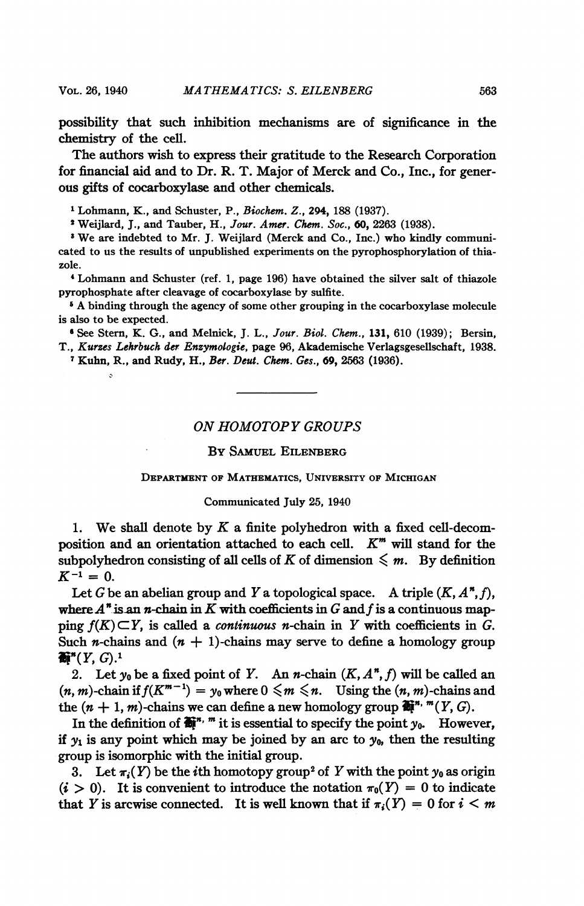possibility that such inhibition mechanisms are of significance in the chemistry of the cell.

The authors wish to express their gratitude to the Research Corporation for financial aid and to Dr. R. T. Major of Merck and Co., Inc., for generous gifts of cocarboxylase and other chemicals.

[1] Lohmann, K., and Schuster, P., *Biochem. Z.*, **294**, 188 (1937).

[2] Weijlard, J., and Tauber, H., *Jour. Amer. Chem. Soc.*, **60**, 2263 (1938).

[3] We are indebted to Mr. J. Weijlard (Merck and Co., Inc.) who kindly communicated to us the results of unpublished experiments on the pyrophosphorylation of thiazole.

[4] Lohmann and Schuster (ref. 1, page 196) have obtained the silver salt of thiazole pyrophosphate after cleavage of cocarboxylase by sulfite.

[5] A binding through the agency of some other grouping in the cocarboxylase molecule is also to be expected.

[6] See Stern, K. G., and Melnick, J. L., *Jour. Biol. Chem.*, **131**, 610 (1939); Bersin, T., *Kurzes Lehrbuch der Enzymologie*, page 96, Akademische Verlagsgesellschaft, 1938.

[7] Kuhn, R., and Rudy, H., *Ber. Deut. Chem. Ges.*, **69**, 2563 (1936).

---

# ON HOMOTOPY GROUPS

By Samuel Eilenberg

Department of Mathematics, University of Michigan

Communicated July 25, 1940

1. We shall denote by $K$ a finite polyhedron with a fixed cell-decomposition and an orientation attached to each cell. $K^m$ will stand for the subpolyhedron consisting of all cells of $K$ of dimension $\leqslant m$. By definition $K^{-1} = 0$.

Let $G$ be an abelian group and $Y$ a topological space. A triple $(K, A^n, f)$, where $A^n$ is an $n$-chain in $K$ with coefficients in $G$ and $f$ is a continuous mapping $f(K) \subset Y$, is called a *continuous* $n$-chain in $Y$ with coefficients in $G$. Such $n$-chains and $(n + 1)$-chains may serve to define a homology group $\mathfrak{H}^n(Y, G)$.[1]

2. Let $y_0$ be a fixed point of $Y$. An $n$-chain $(K, A^n, f)$ will be called an $(n, m)$-chain if $f(K^{m-1}) = y_0$ where $0 \leqslant m \leqslant n$. Using the $(n, m)$-chains and the $(n + 1, m)$-chains we can define a new homology group $\mathfrak{H}^{n, m}(Y, G)$.

In the definition of $\mathfrak{H}^{n, m}$ it is essential to specify the point $y_0$. However, if $y_1$ is any point which may be joined by an arc to $y_0$, then the resulting group is isomorphic with the initial group.

3. Let $\pi_i(Y)$ be the $i$th homotopy group[2] of $Y$ with the point $y_0$ as origin $(i > 0)$. It is convenient to introduce the notation $\pi_0(Y) = 0$ to indicate that $Y$ is arcwise connected. It is well known that if $\pi_i(Y) = 0$ for $i < m$